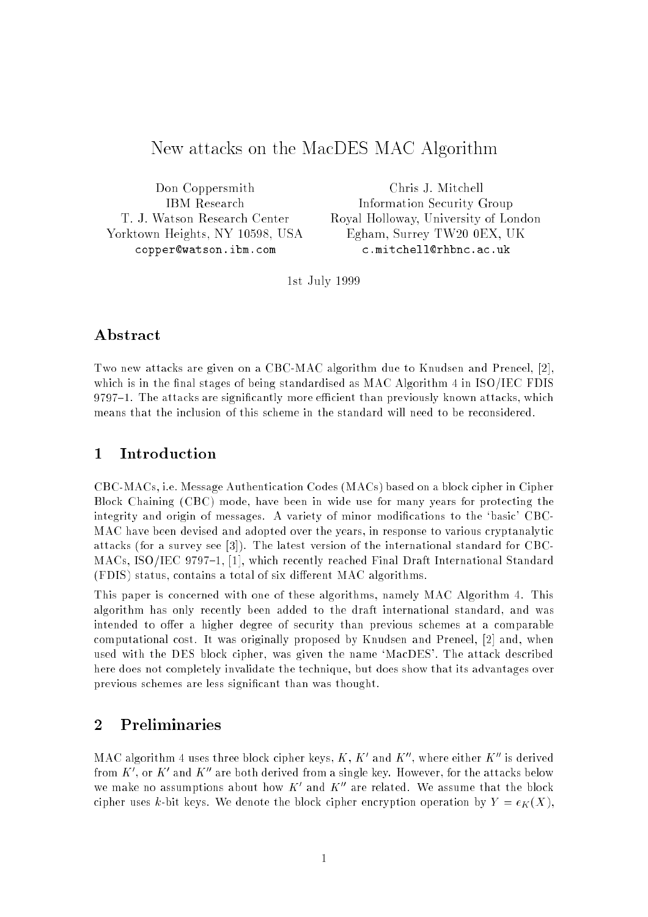# New attacks on the MacDES MAC Algorithm

Don Coppersmith
IBM Research
T. J. Watson Research Center
Yorktown Heights, NY 10598, USA
copper@watson.ibm.com

Chris J. Mitchell
Information Security Group
Royal Holloway, University of London
Egham, Surrey TW20 0EX, UK
c.mitchell@rhbnc.ac.uk

1st July 1999

## Abstract

Two new attacks are given on a CBC-MAC algorithm due to Knudsen and Preneel, [2], which is in the final stages of being standardised as MAC Algorithm 4 in ISO/IEC FDIS 9797–1. The attacks are significantly more efficient than previously known attacks, which means that the inclusion of this scheme in the standard will need to be reconsidered.

## 1 Introduction

CBC-MACs, i.e. Message Authentication Codes (MACs) based on a block cipher in Cipher Block Chaining (CBC) mode, have been in wide use for many years for protecting the integrity and origin of messages. A variety of minor modifications to the 'basic' CBC-MAC have been devised and adopted over the years, in response to various cryptanalytic attacks (for a survey see [3]). The latest version of the international standard for CBC-MACs, ISO/IEC 9797–1, [1], which recently reached Final Draft International Standard (FDIS) status, contains a total of six different MAC algorithms.

This paper is concerned with one of these algorithms, namely MAC Algorithm 4. This algorithm has only recently been added to the draft international standard, and was intended to offer a higher degree of security than previous schemes at a comparable computational cost. It was originally proposed by Knudsen and Preneel, [2] and, when used with the DES block cipher, was given the name 'MacDES'. The attack described here does not completely invalidate the technique, but does show that its advantages over previous schemes are less significant than was thought.

## 2 Preliminaries

MAC algorithm 4 uses three block cipher keys, $K$, $K'$ and $K''$, where either $K''$ is derived from $K'$, or $K'$ and $K''$ are both derived from a single key. However, for the attacks below we make no assumptions about how $K'$ and $K''$ are related. We assume that the block cipher uses $k$-bit keys. We denote the block cipher encryption operation by $Y = e_K(X)$,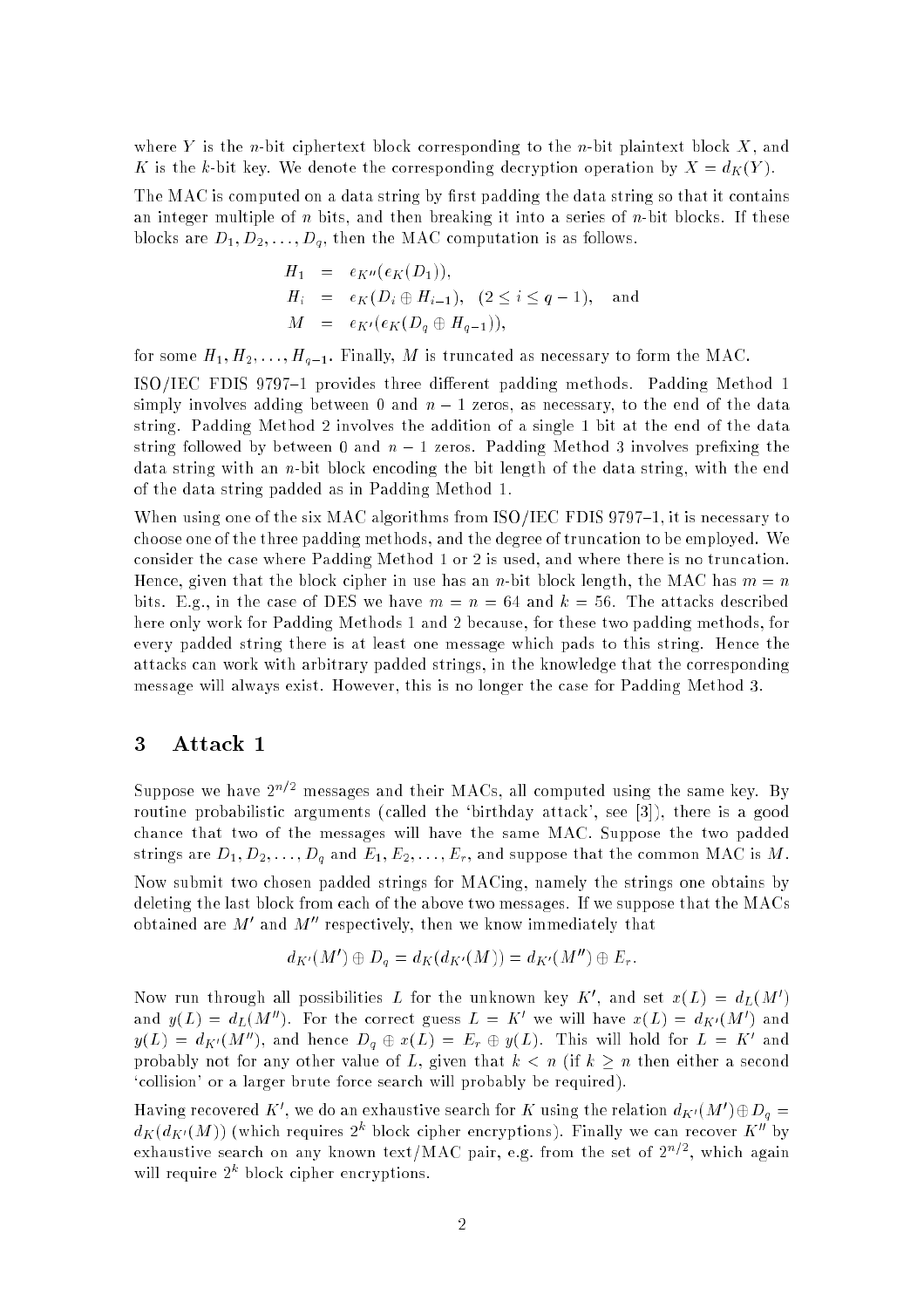where $Y$ is the $n$-bit ciphertext block corresponding to the $n$-bit plaintext block $X$, and $K$ is the $k$-bit key. We denote the corresponding decryption operation by $X = d_K(Y)$.

The MAC is computed on a data string by first padding the data string so that it contains an integer multiple of $n$ bits, and then breaking it into a series of $n$-bit blocks. If these blocks are $D_1, D_2, \ldots, D_q$, then the MAC computation is as follows.

$$
\begin{aligned}
H_1 &= e_{K''}(e_K(D_1)), \\
H_i &= e_K(D_i \oplus H_{i-1}), \quad (2 \leq i \leq q-1), \quad \text{and} \\
M &= e_{K'}(e_K(D_q \oplus H_{q-1})),
\end{aligned}
$$

for some $H_1, H_2, \ldots, H_{q-1}$. Finally, $M$ is truncated as necessary to form the MAC.

ISO/IEC FDIS 9797–1 provides three different padding methods. Padding Method 1 simply involves adding between 0 and $n-1$ zeros, as necessary, to the end of the data string. Padding Method 2 involves the addition of a single 1 bit at the end of the data string followed by between 0 and $n-1$ zeros. Padding Method 3 involves prefixing the data string with an $n$-bit block encoding the bit length of the data string, with the end of the data string padded as in Padding Method 1.

When using one of the six MAC algorithms from ISO/IEC FDIS 9797–1, it is necessary to choose one of the three padding methods, and the degree of truncation to be employed. We consider the case where Padding Method 1 or 2 is used, and where there is no truncation. Hence, given that the block cipher in use has an $n$-bit block length, the MAC has $m = n$ bits. E.g., in the case of DES we have $m = n = 64$ and $k = 56$. The attacks described here only work for Padding Methods 1 and 2 because, for these two padding methods, for every padded string there is at least one message which pads to this string. Hence the attacks can work with arbitrary padded strings, in the knowledge that the corresponding message will always exist. However, this is no longer the case for Padding Method 3.

## 3 Attack 1

Suppose we have $2^{n/2}$ messages and their MACs, all computed using the same key. By routine probabilistic arguments (called the 'birthday attack', see [3]), there is a good chance that two of the messages will have the same MAC. Suppose the two padded strings are $D_1, D_2, \ldots, D_q$ and $E_1, E_2, \ldots, E_r$, and suppose that the common MAC is $M$.

Now submit two chosen padded strings for MACing, namely the strings one obtains by deleting the last block from each of the above two messages. If we suppose that the MACs obtained are $M'$ and $M''$ respectively, then we know immediately that

$$
d_{K'}(M') \oplus D_q = d_K(d_{K'}(M)) = d_{K'}(M'') \oplus E_r.
$$

Now run through all possibilities $L$ for the unknown key $K'$, and set $x(L) = d_L(M')$ and $y(L) = d_L(M'')$. For the correct guess $L = K'$ we will have $x(L) = d_{K'}(M')$ and $y(L) = d_{K'}(M'')$, and hence $D_q \oplus x(L) = E_r \oplus y(L)$. This will hold for $L = K'$ and probably not for any other value of $L$, given that $k < n$ (if $k \geq n$ then either a second 'collision' or a larger brute force search will probably be required).

Having recovered $K'$, we do an exhaustive search for $K$ using the relation $d_{K'}(M') \oplus D_q = d_K(d_{K'}(M))$ (which requires $2^k$ block cipher encryptions). Finally we can recover $K''$ by exhaustive search on any known text/MAC pair, e.g. from the set of $2^{n/2}$, which again will require $2^k$ block cipher encryptions.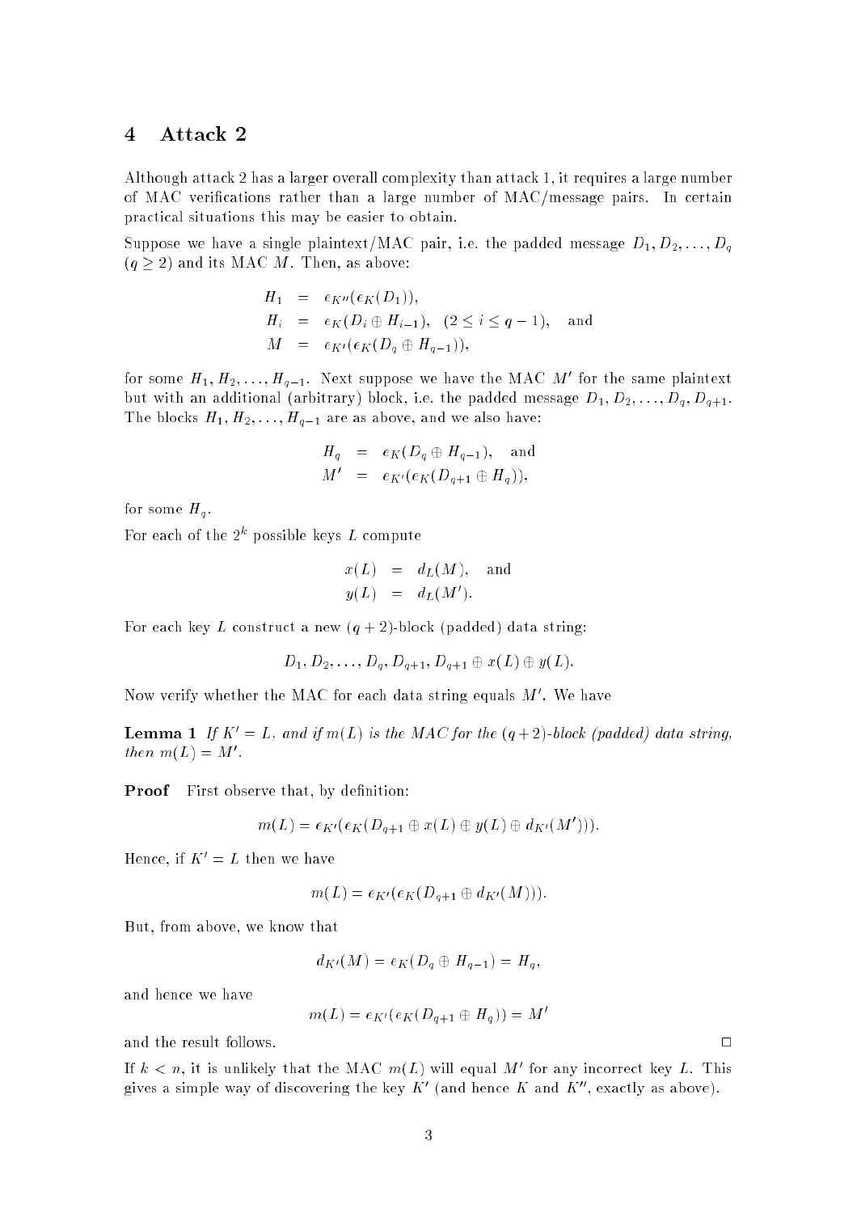## 4 Attack 2

Although attack 2 has a larger overall complexity than attack 1, it requires a large number of MAC verifications rather than a large number of MAC/message pairs. In certain practical situations this may be easier to obtain.

Suppose we have a single plaintext/MAC pair, i.e. the padded message $D_1, D_2, \ldots, D_q$ $(q \geq 2)$ and its MAC $M$. Then, as above:

$$\begin{aligned}
H_1 &= e_{K''}(e_K(D_1)), \\
H_i &= e_K(D_i \oplus H_{i-1}), \quad (2 \leq i \leq q-1), \quad \text{and} \\
M &= e_{K'}(e_K(D_q \oplus H_{q-1})),
\end{aligned}$$

for some $H_1, H_2, \ldots, H_{q-1}$. Next suppose we have the MAC $M'$ for the same plaintext but with an additional (arbitrary) block, i.e. the padded message $D_1, D_2, \ldots, D_q, D_{q+1}$. The blocks $H_1, H_2, \ldots, H_{q-1}$ are as above, and we also have:

$$\begin{aligned}
H_q &= e_K(D_q \oplus H_{q-1}), \quad \text{and} \\
M' &= e_{K'}(e_K(D_{q+1} \oplus H_q)),
\end{aligned}$$

for some $H_q$.

For each of the $2^k$ possible keys $L$ compute

$$\begin{aligned}
x(L) &= d_L(M), \quad \text{and} \\
y(L) &= d_L(M').
\end{aligned}$$

For each key $L$ construct a new $(q+2)$-block (padded) data string:

$$D_1, D_2, \ldots, D_q, D_{q+1}, D_{q+1} \oplus x(L) \oplus y(L).$$

Now verify whether the MAC for each data string equals $M'$. We have

**Lemma 1** *If $K' = L$, and if $m(L)$ is the MAC for the $(q+2)$-block (padded) data string, then $m(L) = M'$.*

**Proof** First observe that, by definition:

$$m(L) = e_{K'}(e_K(D_{q+1} \oplus x(L) \oplus y(L) \oplus d_{K'}(M'))).$$

Hence, if $K' = L$ then we have

$$m(L) = e_{K'}(e_K(D_{q+1} \oplus d_{K'}(M))).$$

But, from above, we know that

$$d_{K'}(M) = e_K(D_q \oplus H_{q-1}) = H_q,$$

and hence we have

$$m(L) = e_{K'}(e_K(D_{q+1} \oplus H_q)) = M'$$

and the result follows. □

If $k < n$, it is unlikely that the MAC $m(L)$ will equal $M'$ for any incorrect key $L$. This gives a simple way of discovering the key $K'$ (and hence $K$ and $K''$, exactly as above).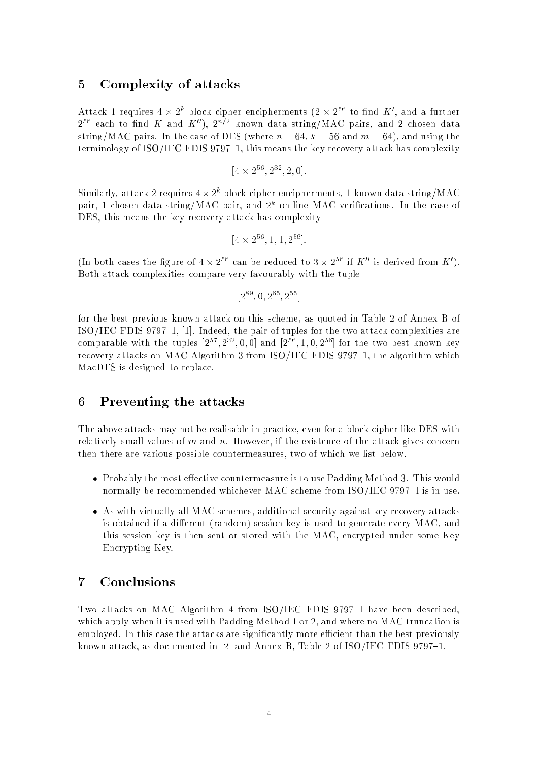## 5 Complexity of attacks

Attack 1 requires $4 \times 2^k$ block cipher encipherments ($2 \times 2^{56}$ to find $K'$, and a further $2^{56}$ each to find $K$ and $K''$), $2^{n/2}$ known data string/MAC pairs, and 2 chosen data string/MAC pairs. In the case of DES (where $n = 64$, $k = 56$ and $m = 64$), and using the terminology of ISO/IEC FDIS 9797–1, this means the key recovery attack has complexity

$$[4 \times 2^{56}, 2^{32}, 2, 0].$$

Similarly, attack 2 requires $4 \times 2^k$ block cipher encipherments, 1 known data string/MAC pair, 1 chosen data string/MAC pair, and $2^k$ on-line MAC verifications. In the case of DES, this means the key recovery attack has complexity

$$[4 \times 2^{56}, 1, 1, 2^{56}].$$

(In both cases the figure of $4 \times 2^{56}$ can be reduced to $3 \times 2^{56}$ if $K''$ is derived from $K'$). Both attack complexities compare very favourably with the tuple

$$[2^{89}, 0, 2^{65}, 2^{55}]$$

for the best previous known attack on this scheme, as quoted in Table 2 of Annex B of ISO/IEC FDIS 9797–1, [1]. Indeed, the pair of tuples for the two attack complexities are comparable with the tuples $[2^{57}, 2^{32}, 0, 0]$ and $[2^{56}, 1, 0, 2^{56}]$ for the two best known key recovery attacks on MAC Algorithm 3 from ISO/IEC FDIS 9797–1, the algorithm which MacDES is designed to replace.

## 6 Preventing the attacks

The above attacks may not be realisable in practice, even for a block cipher like DES with relatively small values of $m$ and $n$. However, if the existence of the attack gives concern then there are various possible countermeasures, two of which we list below.

- Probably the most effective countermeasure is to use Padding Method 3. This would normally be recommended whichever MAC scheme from ISO/IEC 9797–1 is in use.
- As with virtually all MAC schemes, additional security against key recovery attacks is obtained if a different (random) session key is used to generate every MAC, and this session key is then sent or stored with the MAC, encrypted under some Key Encrypting Key.

## 7 Conclusions

Two attacks on MAC Algorithm 4 from ISO/IEC FDIS 9797–1 have been described, which apply when it is used with Padding Method 1 or 2, and where no MAC truncation is employed. In this case the attacks are significantly more efficient than the best previously known attack, as documented in [2] and Annex B, Table 2 of ISO/IEC FDIS 9797–1.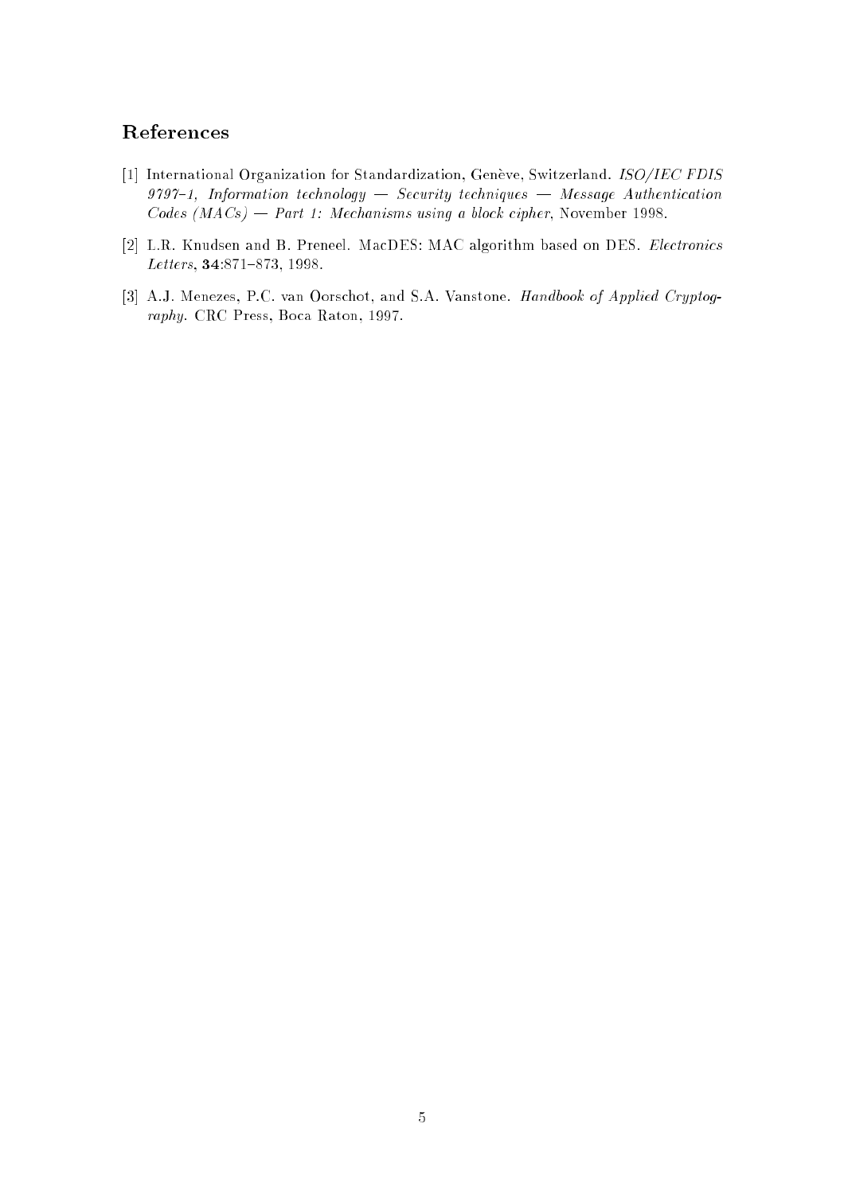## References

[1] International Organization for Standardization, Genève, Switzerland. *ISO/IEC FDIS 9797–1, Information technology — Security techniques — Message Authentication Codes (MACs) — Part 1: Mechanisms using a block cipher*, November 1998.

[2] L.R. Knudsen and B. Preneel. MacDES: MAC algorithm based on DES. *Electronics Letters*, **34**:871–873, 1998.

[3] A.J. Menezes, P.C. van Oorschot, and S.A. Vanstone. *Handbook of Applied Cryptography*. CRC Press, Boca Raton, 1997.